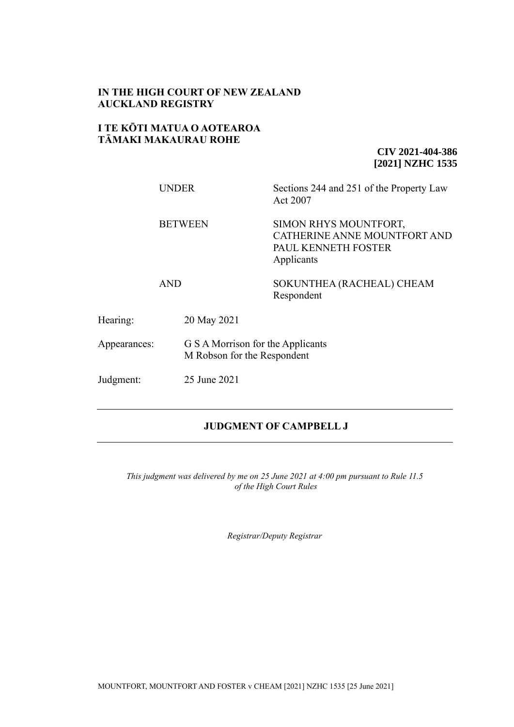**IN THE HIGH COURT OF NEW ZEALAND**
**AUCKLAND REGISTRY**

**I TE KŌTI MATUA O AOTEAROA**
**TĀMAKI MAKAURAU ROHE**

**CIV 2021-404-386**
**[2021] NZHC 1535**

| | |
|---|---|
| UNDER | Sections 244 and 251 of the Property Law Act 2007 |
| BETWEEN | SIMON RHYS MOUNTFORT, CATHERINE ANNE MOUNTFORT AND PAUL KENNETH FOSTER<br>Applicants |
| AND | SOKUNTHEA (RACHEAL) CHEAM<br>Respondent |

| | |
|---|---|
| Hearing: | 20 May 2021 |
| Appearances: | G S A Morrison for the Applicants<br>M Robson for the Respondent |
| Judgment: | 25 June 2021 |

---

## JUDGMENT OF CAMPBELL J

---

*This judgment was delivered by me on 25 June 2021 at 4:00 pm pursuant to Rule 11.5 of the High Court Rules*

*Registrar/Deputy Registrar*

MOUNTFORT, MOUNTFORT AND FOSTER v CHEAM [2021] NZHC 1535 [25 June 2021]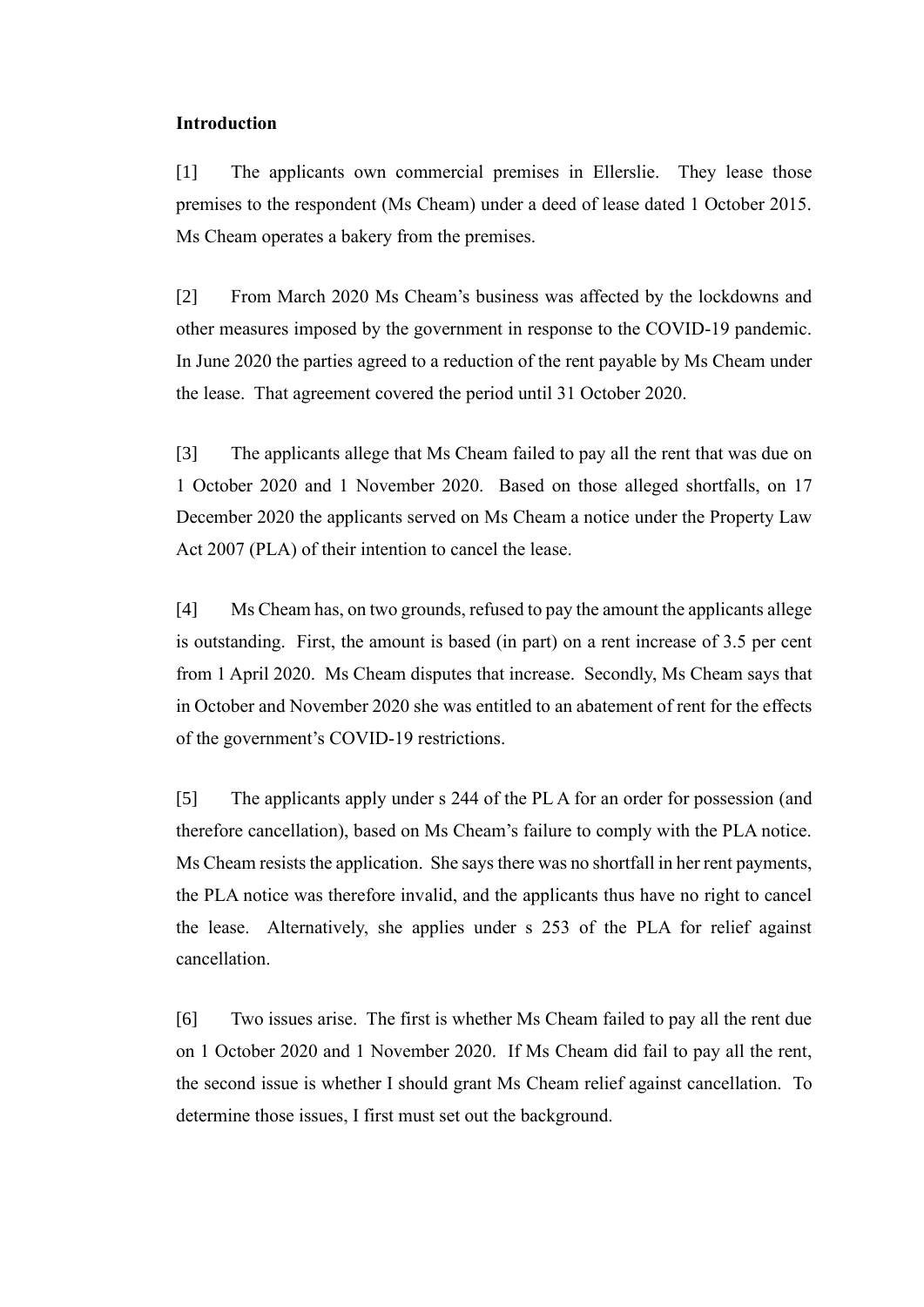**Introduction**

[1] The applicants own commercial premises in Ellerslie. They lease those premises to the respondent (Ms Cheam) under a deed of lease dated 1 October 2015. Ms Cheam operates a bakery from the premises.

[2] From March 2020 Ms Cheam's business was affected by the lockdowns and other measures imposed by the government in response to the COVID-19 pandemic. In June 2020 the parties agreed to a reduction of the rent payable by Ms Cheam under the lease. That agreement covered the period until 31 October 2020.

[3] The applicants allege that Ms Cheam failed to pay all the rent that was due on 1 October 2020 and 1 November 2020. Based on those alleged shortfalls, on 17 December 2020 the applicants served on Ms Cheam a notice under the Property Law Act 2007 (PLA) of their intention to cancel the lease.

[4] Ms Cheam has, on two grounds, refused to pay the amount the applicants allege is outstanding. First, the amount is based (in part) on a rent increase of 3.5 per cent from 1 April 2020. Ms Cheam disputes that increase. Secondly, Ms Cheam says that in October and November 2020 she was entitled to an abatement of rent for the effects of the government's COVID-19 restrictions.

[5] The applicants apply under s 244 of the PL A for an order for possession (and therefore cancellation), based on Ms Cheam's failure to comply with the PLA notice. Ms Cheam resists the application. She says there was no shortfall in her rent payments, the PLA notice was therefore invalid, and the applicants thus have no right to cancel the lease. Alternatively, she applies under s 253 of the PLA for relief against cancellation.

[6] Two issues arise. The first is whether Ms Cheam failed to pay all the rent due on 1 October 2020 and 1 November 2020. If Ms Cheam did fail to pay all the rent, the second issue is whether I should grant Ms Cheam relief against cancellation. To determine those issues, I first must set out the background.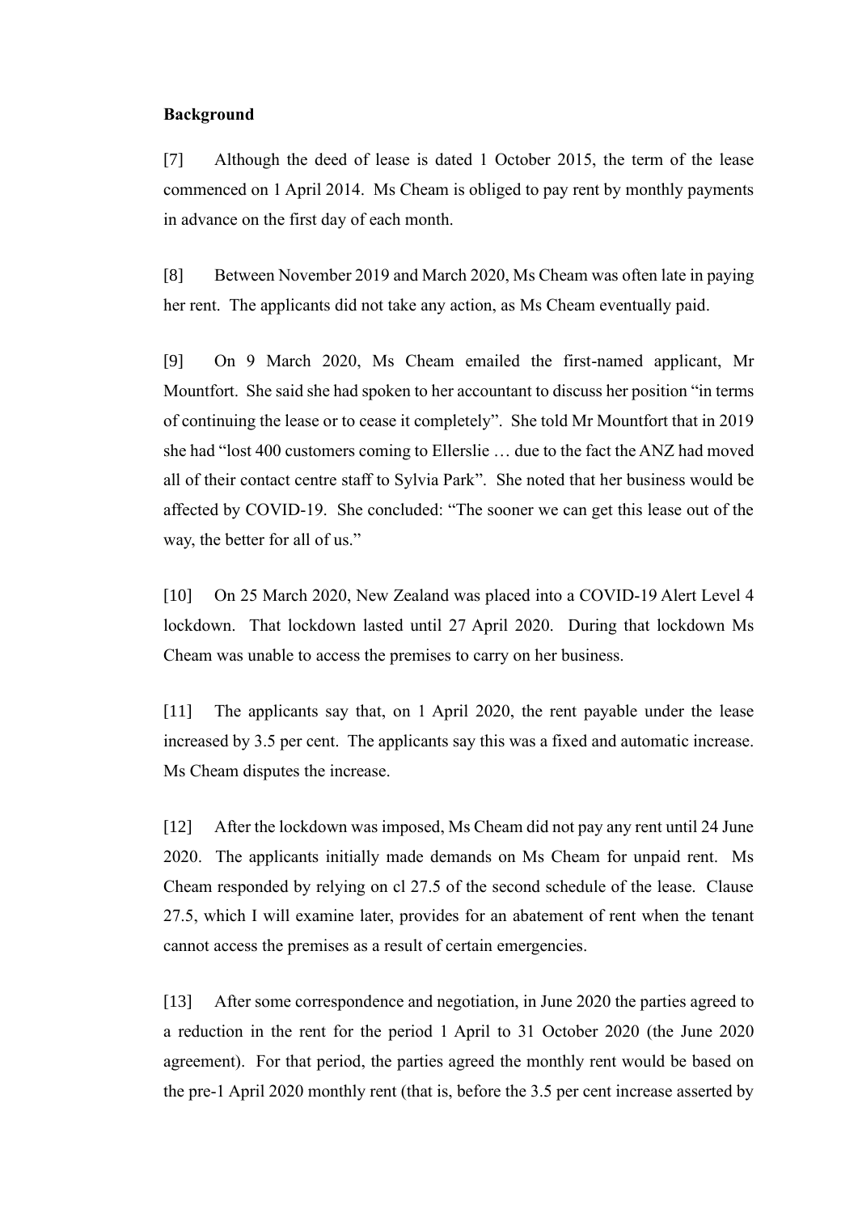**Background**

[7] Although the deed of lease is dated 1 October 2015, the term of the lease commenced on 1 April 2014. Ms Cheam is obliged to pay rent by monthly payments in advance on the first day of each month.

[8] Between November 2019 and March 2020, Ms Cheam was often late in paying her rent. The applicants did not take any action, as Ms Cheam eventually paid.

[9] On 9 March 2020, Ms Cheam emailed the first-named applicant, Mr Mountfort. She said she had spoken to her accountant to discuss her position "in terms of continuing the lease or to cease it completely". She told Mr Mountfort that in 2019 she had "lost 400 customers coming to Ellerslie … due to the fact the ANZ had moved all of their contact centre staff to Sylvia Park". She noted that her business would be affected by COVID-19. She concluded: "The sooner we can get this lease out of the way, the better for all of us."

[10] On 25 March 2020, New Zealand was placed into a COVID-19 Alert Level 4 lockdown. That lockdown lasted until 27 April 2020. During that lockdown Ms Cheam was unable to access the premises to carry on her business.

[11] The applicants say that, on 1 April 2020, the rent payable under the lease increased by 3.5 per cent. The applicants say this was a fixed and automatic increase. Ms Cheam disputes the increase.

[12] After the lockdown was imposed, Ms Cheam did not pay any rent until 24 June 2020. The applicants initially made demands on Ms Cheam for unpaid rent. Ms Cheam responded by relying on cl 27.5 of the second schedule of the lease. Clause 27.5, which I will examine later, provides for an abatement of rent when the tenant cannot access the premises as a result of certain emergencies.

[13] After some correspondence and negotiation, in June 2020 the parties agreed to a reduction in the rent for the period 1 April to 31 October 2020 (the June 2020 agreement). For that period, the parties agreed the monthly rent would be based on the pre-1 April 2020 monthly rent (that is, before the 3.5 per cent increase asserted by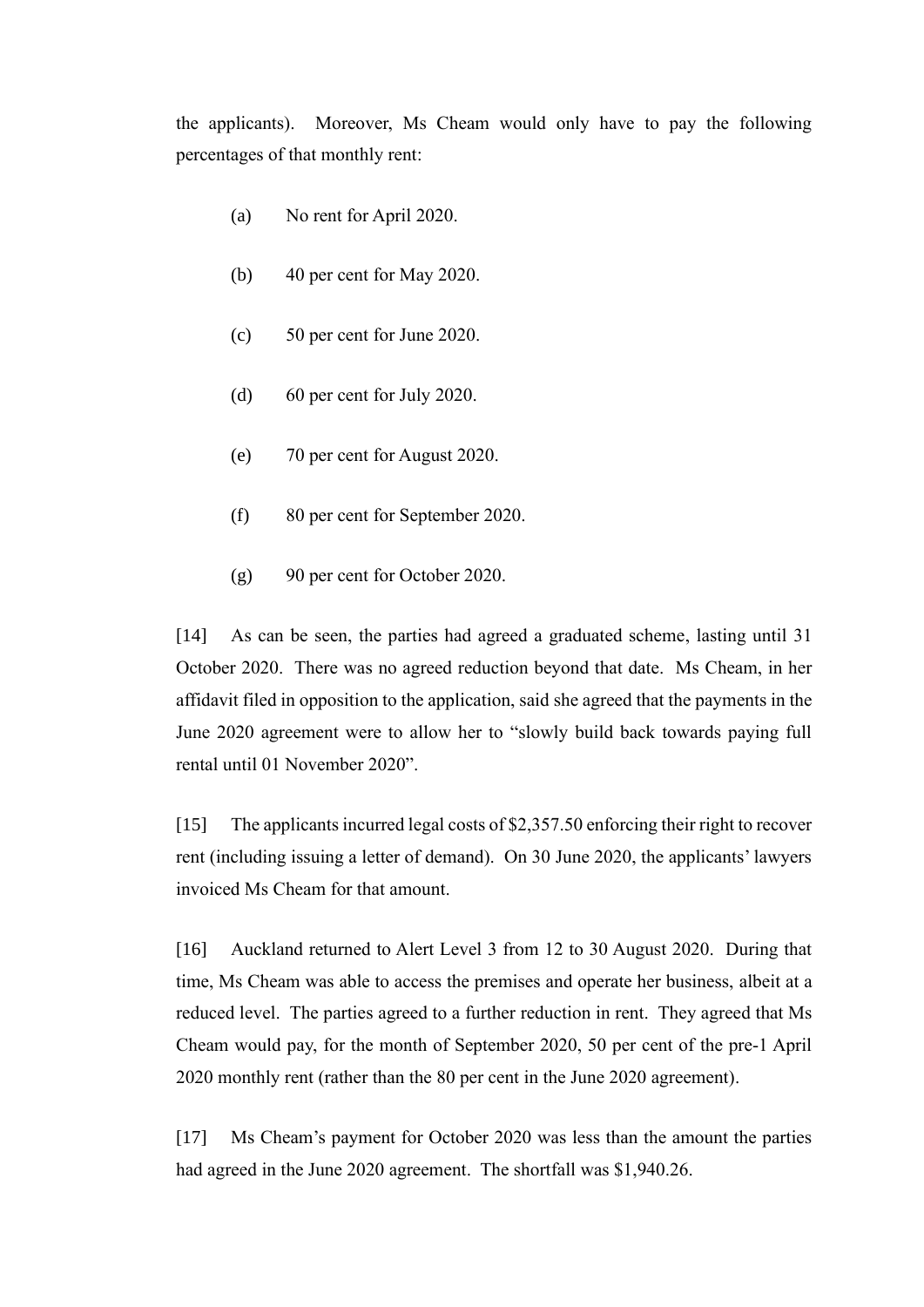the applicants). Moreover, Ms Cheam would only have to pay the following percentages of that monthly rent:

(a) No rent for April 2020.

(b) 40 per cent for May 2020.

(c) 50 per cent for June 2020.

(d) 60 per cent for July 2020.

(e) 70 per cent for August 2020.

(f) 80 per cent for September 2020.

(g) 90 per cent for October 2020.

[14] As can be seen, the parties had agreed a graduated scheme, lasting until 31 October 2020. There was no agreed reduction beyond that date. Ms Cheam, in her affidavit filed in opposition to the application, said she agreed that the payments in the June 2020 agreement were to allow her to "slowly build back towards paying full rental until 01 November 2020".

[15] The applicants incurred legal costs of $2,357.50 enforcing their right to recover rent (including issuing a letter of demand). On 30 June 2020, the applicants' lawyers invoiced Ms Cheam for that amount.

[16] Auckland returned to Alert Level 3 from 12 to 30 August 2020. During that time, Ms Cheam was able to access the premises and operate her business, albeit at a reduced level. The parties agreed to a further reduction in rent. They agreed that Ms Cheam would pay, for the month of September 2020, 50 per cent of the pre-1 April 2020 monthly rent (rather than the 80 per cent in the June 2020 agreement).

[17] Ms Cheam's payment for October 2020 was less than the amount the parties had agreed in the June 2020 agreement. The shortfall was $1,940.26.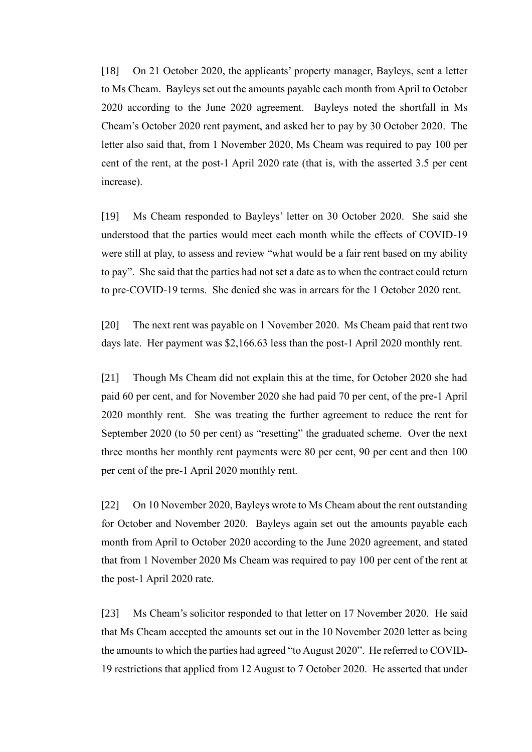[18] On 21 October 2020, the applicants' property manager, Bayleys, sent a letter to Ms Cheam. Bayleys set out the amounts payable each month from April to October 2020 according to the June 2020 agreement. Bayleys noted the shortfall in Ms Cheam's October 2020 rent payment, and asked her to pay by 30 October 2020. The letter also said that, from 1 November 2020, Ms Cheam was required to pay 100 per cent of the rent, at the post-1 April 2020 rate (that is, with the asserted 3.5 per cent increase).

[19] Ms Cheam responded to Bayleys' letter on 30 October 2020. She said she understood that the parties would meet each month while the effects of COVID-19 were still at play, to assess and review "what would be a fair rent based on my ability to pay". She said that the parties had not set a date as to when the contract could return to pre-COVID-19 terms. She denied she was in arrears for the 1 October 2020 rent.

[20] The next rent was payable on 1 November 2020. Ms Cheam paid that rent two days late. Her payment was $2,166.63 less than the post-1 April 2020 monthly rent.

[21] Though Ms Cheam did not explain this at the time, for October 2020 she had paid 60 per cent, and for November 2020 she had paid 70 per cent, of the pre-1 April 2020 monthly rent. She was treating the further agreement to reduce the rent for September 2020 (to 50 per cent) as "resetting" the graduated scheme. Over the next three months her monthly rent payments were 80 per cent, 90 per cent and then 100 per cent of the pre-1 April 2020 monthly rent.

[22] On 10 November 2020, Bayleys wrote to Ms Cheam about the rent outstanding for October and November 2020. Bayleys again set out the amounts payable each month from April to October 2020 according to the June 2020 agreement, and stated that from 1 November 2020 Ms Cheam was required to pay 100 per cent of the rent at the post-1 April 2020 rate.

[23] Ms Cheam's solicitor responded to that letter on 17 November 2020. He said that Ms Cheam accepted the amounts set out in the 10 November 2020 letter as being the amounts to which the parties had agreed "to August 2020". He referred to COVID-19 restrictions that applied from 12 August to 7 October 2020. He asserted that under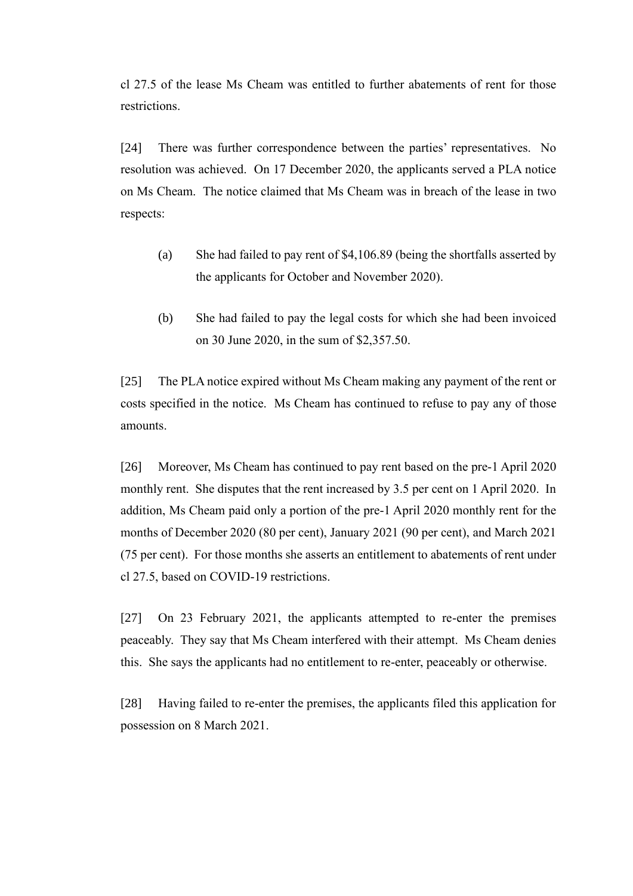cl 27.5 of the lease Ms Cheam was entitled to further abatements of rent for those restrictions.

[24] There was further correspondence between the parties' representatives. No resolution was achieved. On 17 December 2020, the applicants served a PLA notice on Ms Cheam. The notice claimed that Ms Cheam was in breach of the lease in two respects:

(a) She had failed to pay rent of $4,106.89 (being the shortfalls asserted by the applicants for October and November 2020).

(b) She had failed to pay the legal costs for which she had been invoiced on 30 June 2020, in the sum of $2,357.50.

[25] The PLA notice expired without Ms Cheam making any payment of the rent or costs specified in the notice. Ms Cheam has continued to refuse to pay any of those amounts.

[26] Moreover, Ms Cheam has continued to pay rent based on the pre-1 April 2020 monthly rent. She disputes that the rent increased by 3.5 per cent on 1 April 2020. In addition, Ms Cheam paid only a portion of the pre-1 April 2020 monthly rent for the months of December 2020 (80 per cent), January 2021 (90 per cent), and March 2021 (75 per cent). For those months she asserts an entitlement to abatements of rent under cl 27.5, based on COVID-19 restrictions.

[27] On 23 February 2021, the applicants attempted to re-enter the premises peaceably. They say that Ms Cheam interfered with their attempt. Ms Cheam denies this. She says the applicants had no entitlement to re-enter, peaceably or otherwise.

[28] Having failed to re-enter the premises, the applicants filed this application for possession on 8 March 2021.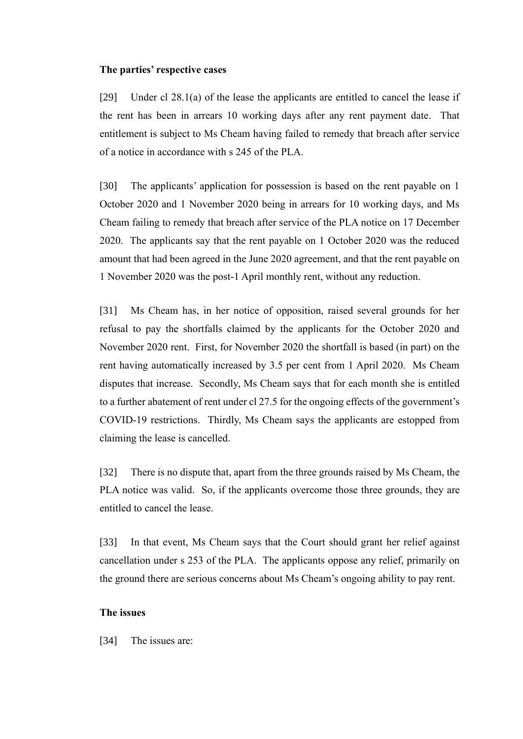**The parties' respective cases**

[29] Under cl 28.1(a) of the lease the applicants are entitled to cancel the lease if the rent has been in arrears 10 working days after any rent payment date. That entitlement is subject to Ms Cheam having failed to remedy that breach after service of a notice in accordance with s 245 of the PLA.

[30] The applicants' application for possession is based on the rent payable on 1 October 2020 and 1 November 2020 being in arrears for 10 working days, and Ms Cheam failing to remedy that breach after service of the PLA notice on 17 December 2020. The applicants say that the rent payable on 1 October 2020 was the reduced amount that had been agreed in the June 2020 agreement, and that the rent payable on 1 November 2020 was the post-1 April monthly rent, without any reduction.

[31] Ms Cheam has, in her notice of opposition, raised several grounds for her refusal to pay the shortfalls claimed by the applicants for the October 2020 and November 2020 rent. First, for November 2020 the shortfall is based (in part) on the rent having automatically increased by 3.5 per cent from 1 April 2020. Ms Cheam disputes that increase. Secondly, Ms Cheam says that for each month she is entitled to a further abatement of rent under cl 27.5 for the ongoing effects of the government's COVID-19 restrictions. Thirdly, Ms Cheam says the applicants are estopped from claiming the lease is cancelled.

[32] There is no dispute that, apart from the three grounds raised by Ms Cheam, the PLA notice was valid. So, if the applicants overcome those three grounds, they are entitled to cancel the lease.

[33] In that event, Ms Cheam says that the Court should grant her relief against cancellation under s 253 of the PLA. The applicants oppose any relief, primarily on the ground there are serious concerns about Ms Cheam's ongoing ability to pay rent.

**The issues**

[34] The issues are: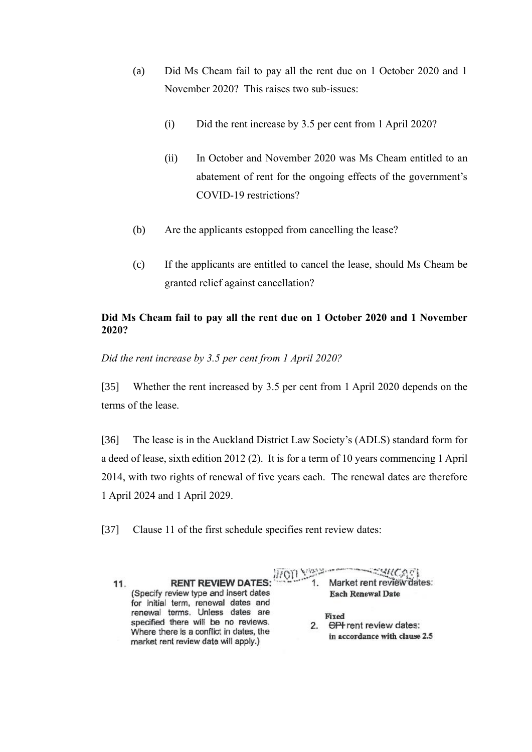(a) Did Ms Cheam fail to pay all the rent due on 1 October 2020 and 1 November 2020? This raises two sub-issues:

   (i) Did the rent increase by 3.5 per cent from 1 April 2020?

   (ii) In October and November 2020 was Ms Cheam entitled to an abatement of rent for the ongoing effects of the government's COVID-19 restrictions?

(b) Are the applicants estopped from cancelling the lease?

(c) If the applicants are entitled to cancel the lease, should Ms Cheam be granted relief against cancellation?

**Did Ms Cheam fail to pay all the rent due on 1 October 2020 and 1 November 2020?**

*Did the rent increase by 3.5 per cent from 1 April 2020?*

[35] Whether the rent increased by 3.5 per cent from 1 April 2020 depends on the terms of the lease.

[36] The lease is in the Auckland District Law Society's (ADLS) standard form for a deed of lease, sixth edition 2012 (2). It is for a term of 10 years commencing 1 April 2014, with two rights of renewal of five years each. The renewal dates are therefore 1 April 2024 and 1 April 2029.

[37] Clause 11 of the first schedule specifies rent review dates:

| 11. **RENT REVIEW DATES:** (Specify review type and insert dates for initial term, renewal dates and renewal terms. Unless dates are specified there will be no reviews. Where there is a conflict in dates, the market rent review date will apply.) | 1. Market rent review dates: **Each Renewal Date**<br><br>2. ~~CPI~~ **Fixed** rent review dates: **in accordance with clause 2.5** |
| --- | --- |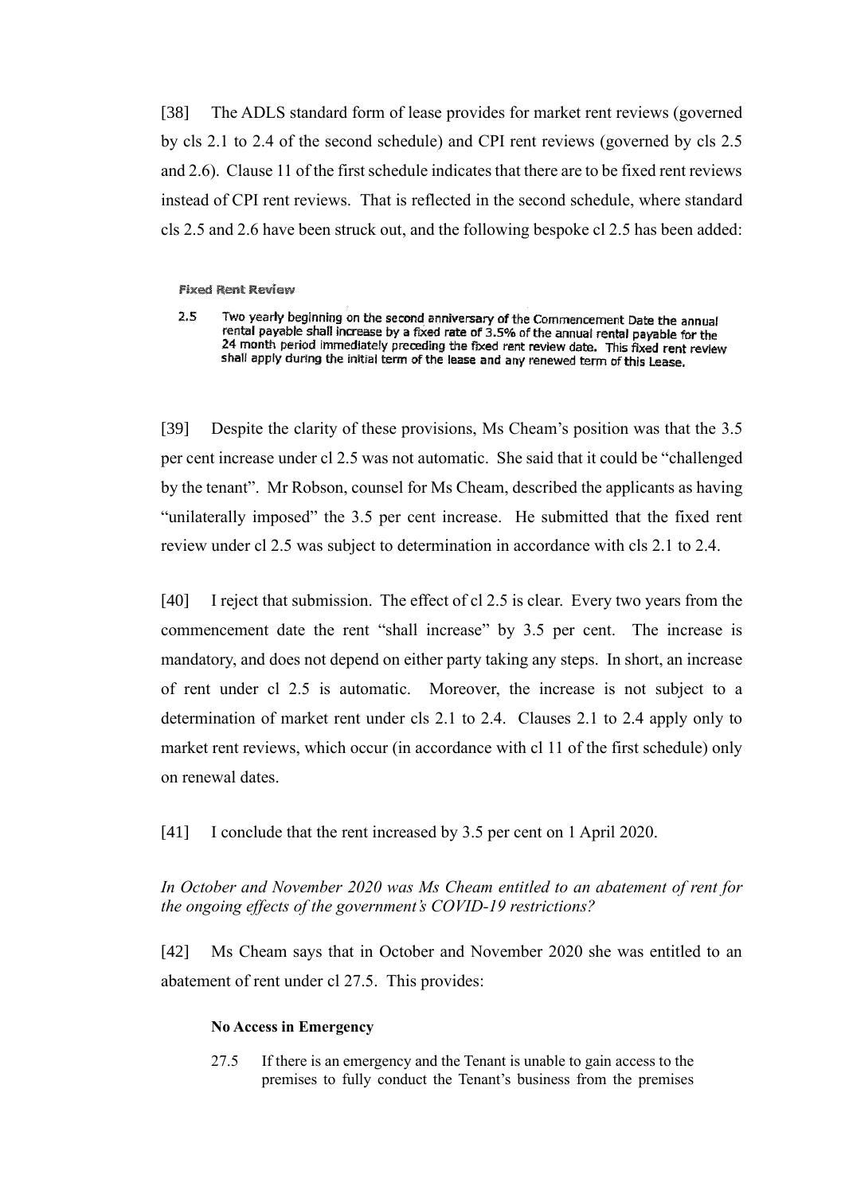[38] The ADLS standard form of lease provides for market rent reviews (governed by cls 2.1 to 2.4 of the second schedule) and CPI rent reviews (governed by cls 2.5 and 2.6). Clause 11 of the first schedule indicates that there are to be fixed rent reviews instead of CPI rent reviews. That is reflected in the second schedule, where standard cls 2.5 and 2.6 have been struck out, and the following bespoke cl 2.5 has been added:

> **Fixed Rent Review**
>
> 2.5 Two yearly beginning on the second anniversary of the Commencement Date the annual rental payable shall increase by a fixed rate of 3.5% of the annual rental payable for the 24 month period immediately preceding the fixed rent review date. This fixed rent review shall apply during the initial term of the lease and any renewed term of this Lease.

[39] Despite the clarity of these provisions, Ms Cheam's position was that the 3.5 per cent increase under cl 2.5 was not automatic. She said that it could be "challenged by the tenant". Mr Robson, counsel for Ms Cheam, described the applicants as having "unilaterally imposed" the 3.5 per cent increase. He submitted that the fixed rent review under cl 2.5 was subject to determination in accordance with cls 2.1 to 2.4.

[40] I reject that submission. The effect of cl 2.5 is clear. Every two years from the commencement date the rent "shall increase" by 3.5 per cent. The increase is mandatory, and does not depend on either party taking any steps. In short, an increase of rent under cl 2.5 is automatic. Moreover, the increase is not subject to a determination of market rent under cls 2.1 to 2.4. Clauses 2.1 to 2.4 apply only to market rent reviews, which occur (in accordance with cl 11 of the first schedule) only on renewal dates.

[41] I conclude that the rent increased by 3.5 per cent on 1 April 2020.

*In October and November 2020 was Ms Cheam entitled to an abatement of rent for the ongoing effects of the government's COVID-19 restrictions?*

[42] Ms Cheam says that in October and November 2020 she was entitled to an abatement of rent under cl 27.5. This provides:

> **No Access in Emergency**
>
> 27.5 If there is an emergency and the Tenant is unable to gain access to the premises to fully conduct the Tenant's business from the premises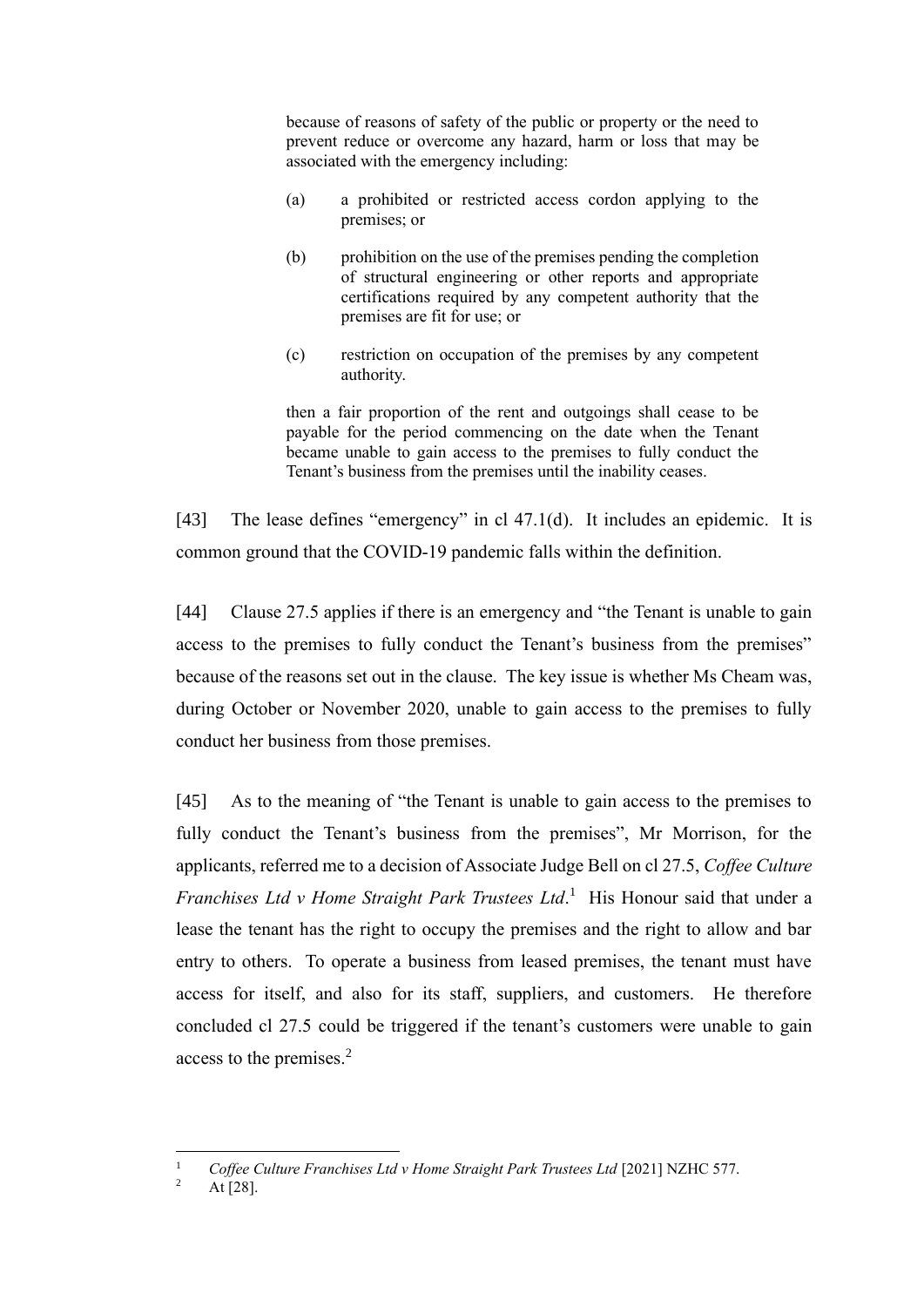> because of reasons of safety of the public or property or the need to prevent reduce or overcome any hazard, harm or loss that may be associated with the emergency including:
>
> (a) a prohibited or restricted access cordon applying to the premises; or
>
> (b) prohibition on the use of the premises pending the completion of structural engineering or other reports and appropriate certifications required by any competent authority that the premises are fit for use; or
>
> (c) restriction on occupation of the premises by any competent authority.
>
> then a fair proportion of the rent and outgoings shall cease to be payable for the period commencing on the date when the Tenant became unable to gain access to the premises to fully conduct the Tenant's business from the premises until the inability ceases.

[43] The lease defines "emergency" in cl 47.1(d). It includes an epidemic. It is common ground that the COVID-19 pandemic falls within the definition.

[44] Clause 27.5 applies if there is an emergency and "the Tenant is unable to gain access to the premises to fully conduct the Tenant's business from the premises" because of the reasons set out in the clause. The key issue is whether Ms Cheam was, during October or November 2020, unable to gain access to the premises to fully conduct her business from those premises.

[45] As to the meaning of "the Tenant is unable to gain access to the premises to fully conduct the Tenant's business from the premises", Mr Morrison, for the applicants, referred me to a decision of Associate Judge Bell on cl 27.5, *Coffee Culture Franchises Ltd v Home Straight Park Trustees Ltd*.[1] His Honour said that under a lease the tenant has the right to occupy the premises and the right to allow and bar entry to others. To operate a business from leased premises, the tenant must have access for itself, and also for its staff, suppliers, and customers. He therefore concluded cl 27.5 could be triggered if the tenant's customers were unable to gain access to the premises.[2]

---

[1] *Coffee Culture Franchises Ltd v Home Straight Park Trustees Ltd* [2021] NZHC 577.

[2] At [28].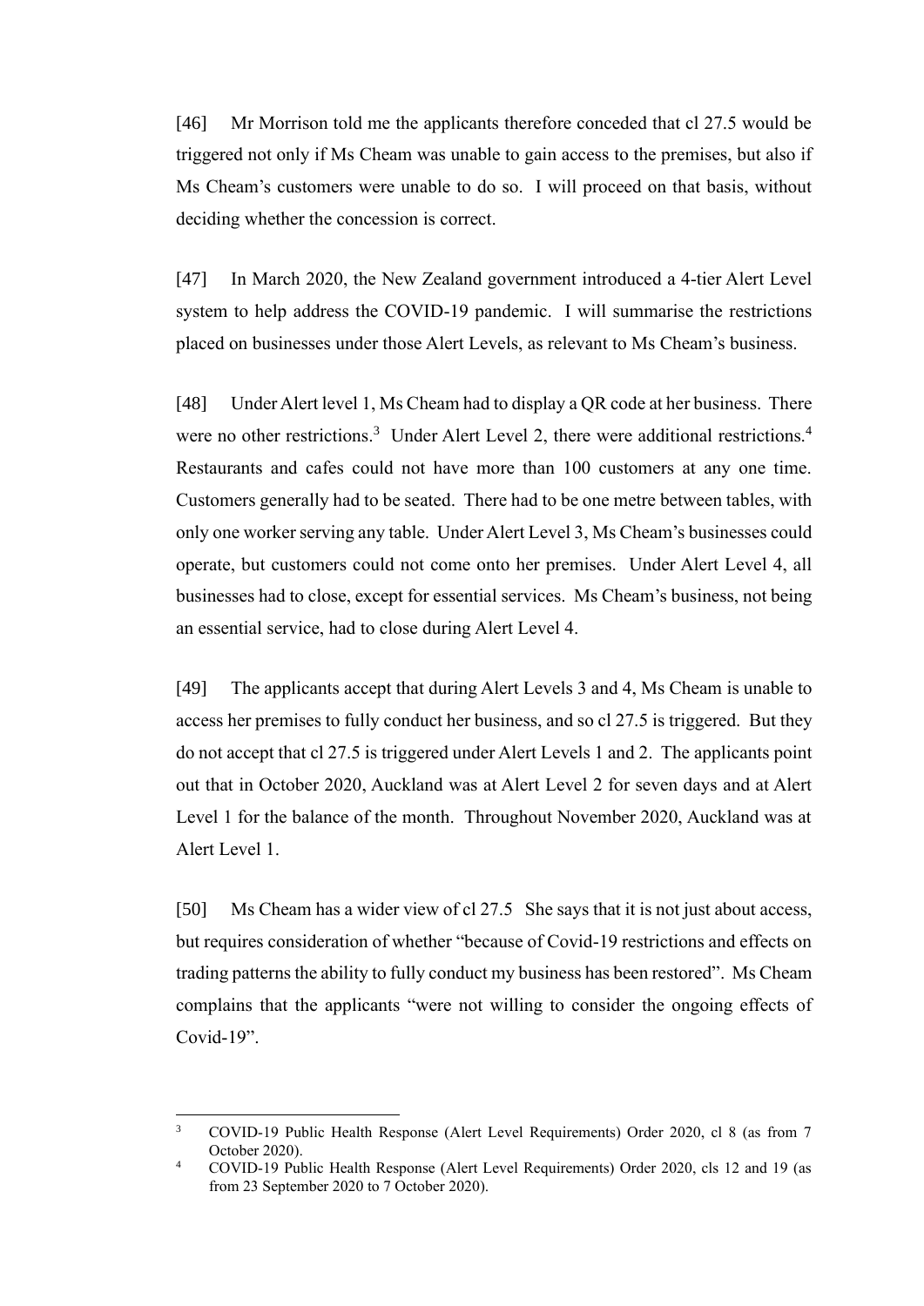[46] Mr Morrison told me the applicants therefore conceded that cl 27.5 would be triggered not only if Ms Cheam was unable to gain access to the premises, but also if Ms Cheam's customers were unable to do so. I will proceed on that basis, without deciding whether the concession is correct.

[47] In March 2020, the New Zealand government introduced a 4-tier Alert Level system to help address the COVID-19 pandemic. I will summarise the restrictions placed on businesses under those Alert Levels, as relevant to Ms Cheam's business.

[48] Under Alert level 1, Ms Cheam had to display a QR code at her business. There were no other restrictions.[3] Under Alert Level 2, there were additional restrictions.[4] Restaurants and cafes could not have more than 100 customers at any one time. Customers generally had to be seated. There had to be one metre between tables, with only one worker serving any table. Under Alert Level 3, Ms Cheam's businesses could operate, but customers could not come onto her premises. Under Alert Level 4, all businesses had to close, except for essential services. Ms Cheam's business, not being an essential service, had to close during Alert Level 4.

[49] The applicants accept that during Alert Levels 3 and 4, Ms Cheam is unable to access her premises to fully conduct her business, and so cl 27.5 is triggered. But they do not accept that cl 27.5 is triggered under Alert Levels 1 and 2. The applicants point out that in October 2020, Auckland was at Alert Level 2 for seven days and at Alert Level 1 for the balance of the month. Throughout November 2020, Auckland was at Alert Level 1.

[50] Ms Cheam has a wider view of cl 27.5 She says that it is not just about access, but requires consideration of whether "because of Covid-19 restrictions and effects on trading patterns the ability to fully conduct my business has been restored". Ms Cheam complains that the applicants "were not willing to consider the ongoing effects of Covid-19".

---

[3] COVID-19 Public Health Response (Alert Level Requirements) Order 2020, cl 8 (as from 7 October 2020).

[4] COVID-19 Public Health Response (Alert Level Requirements) Order 2020, cls 12 and 19 (as from 23 September 2020 to 7 October 2020).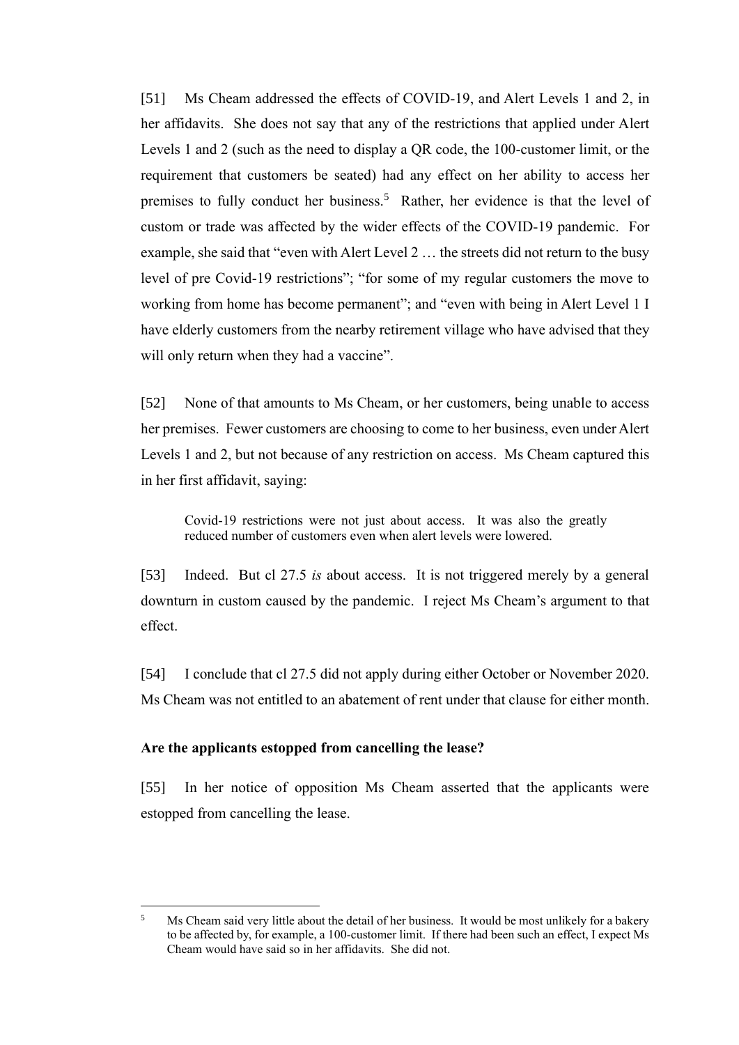[51] Ms Cheam addressed the effects of COVID-19, and Alert Levels 1 and 2, in her affidavits. She does not say that any of the restrictions that applied under Alert Levels 1 and 2 (such as the need to display a QR code, the 100-customer limit, or the requirement that customers be seated) had any effect on her ability to access her premises to fully conduct her business.[5] Rather, her evidence is that the level of custom or trade was affected by the wider effects of the COVID-19 pandemic. For example, she said that "even with Alert Level 2 … the streets did not return to the busy level of pre Covid-19 restrictions"; "for some of my regular customers the move to working from home has become permanent"; and "even with being in Alert Level 1 I have elderly customers from the nearby retirement village who have advised that they will only return when they had a vaccine".

[52] None of that amounts to Ms Cheam, or her customers, being unable to access her premises. Fewer customers are choosing to come to her business, even under Alert Levels 1 and 2, but not because of any restriction on access. Ms Cheam captured this in her first affidavit, saying:

> Covid-19 restrictions were not just about access. It was also the greatly reduced number of customers even when alert levels were lowered.

[53] Indeed. But cl 27.5 *is* about access. It is not triggered merely by a general downturn in custom caused by the pandemic. I reject Ms Cheam's argument to that effect.

[54] I conclude that cl 27.5 did not apply during either October or November 2020. Ms Cheam was not entitled to an abatement of rent under that clause for either month.

**Are the applicants estopped from cancelling the lease?**

[55] In her notice of opposition Ms Cheam asserted that the applicants were estopped from cancelling the lease.

---

[5] Ms Cheam said very little about the detail of her business. It would be most unlikely for a bakery to be affected by, for example, a 100-customer limit. If there had been such an effect, I expect Ms Cheam would have said so in her affidavits. She did not.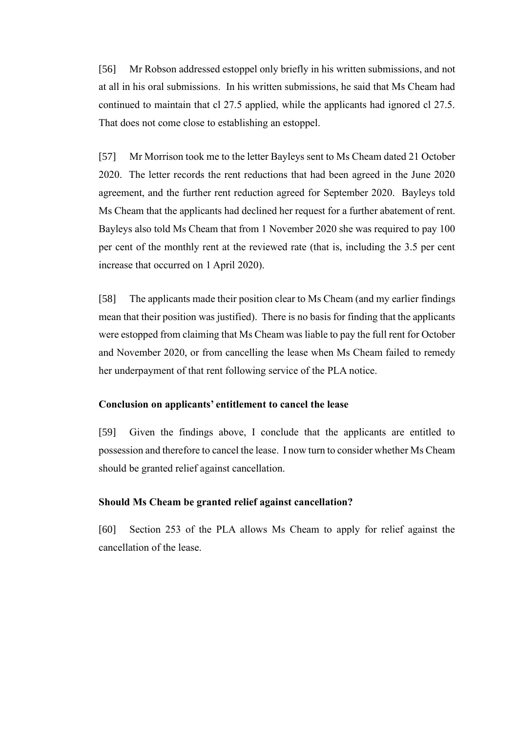[56] Mr Robson addressed estoppel only briefly in his written submissions, and not at all in his oral submissions. In his written submissions, he said that Ms Cheam had continued to maintain that cl 27.5 applied, while the applicants had ignored cl 27.5. That does not come close to establishing an estoppel.

[57] Mr Morrison took me to the letter Bayleys sent to Ms Cheam dated 21 October 2020. The letter records the rent reductions that had been agreed in the June 2020 agreement, and the further rent reduction agreed for September 2020. Bayleys told Ms Cheam that the applicants had declined her request for a further abatement of rent. Bayleys also told Ms Cheam that from 1 November 2020 she was required to pay 100 per cent of the monthly rent at the reviewed rate (that is, including the 3.5 per cent increase that occurred on 1 April 2020).

[58] The applicants made their position clear to Ms Cheam (and my earlier findings mean that their position was justified). There is no basis for finding that the applicants were estopped from claiming that Ms Cheam was liable to pay the full rent for October and November 2020, or from cancelling the lease when Ms Cheam failed to remedy her underpayment of that rent following service of the PLA notice.

### Conclusion on applicants' entitlement to cancel the lease

[59] Given the findings above, I conclude that the applicants are entitled to possession and therefore to cancel the lease. I now turn to consider whether Ms Cheam should be granted relief against cancellation.

### Should Ms Cheam be granted relief against cancellation?

[60] Section 253 of the PLA allows Ms Cheam to apply for relief against the cancellation of the lease.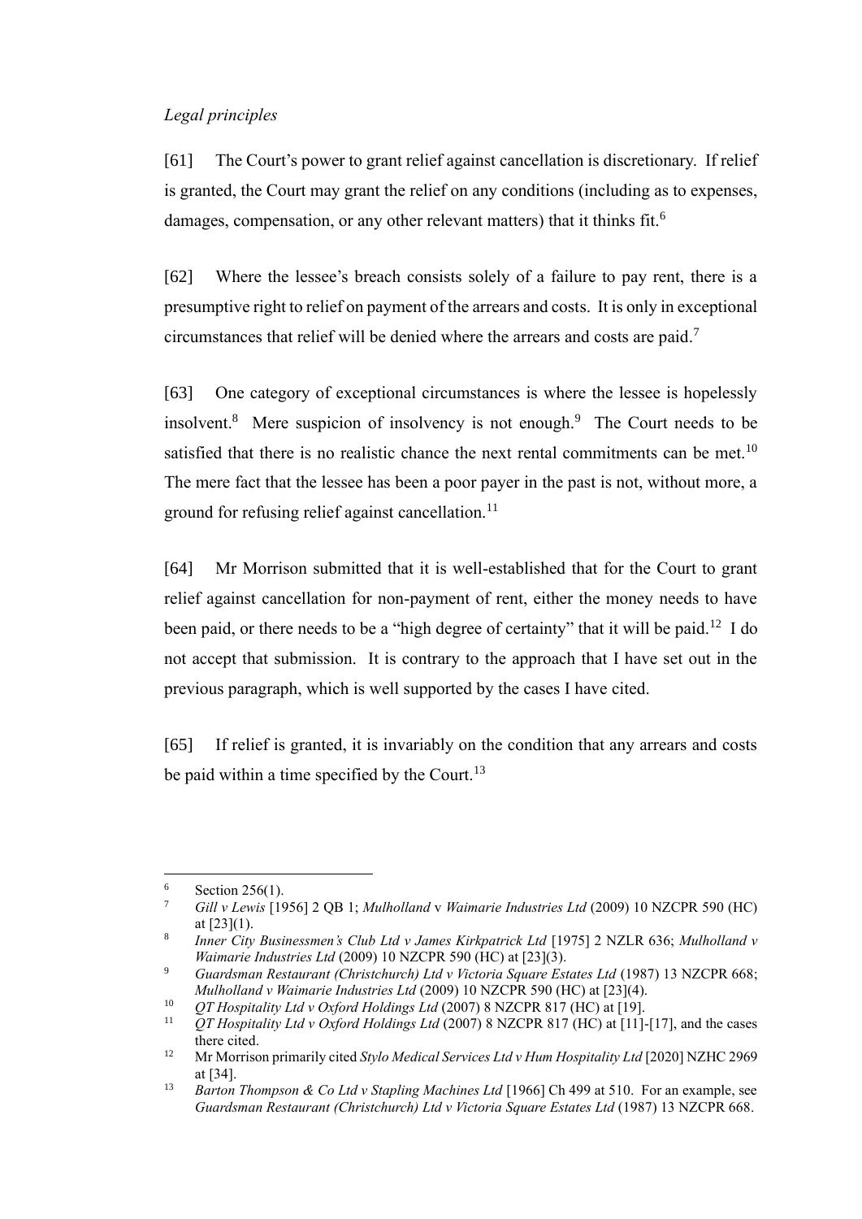*Legal principles*

[61] The Court's power to grant relief against cancellation is discretionary. If relief is granted, the Court may grant the relief on any conditions (including as to expenses, damages, compensation, or any other relevant matters) that it thinks fit.[6]

[62] Where the lessee's breach consists solely of a failure to pay rent, there is a presumptive right to relief on payment of the arrears and costs. It is only in exceptional circumstances that relief will be denied where the arrears and costs are paid.[7]

[63] One category of exceptional circumstances is where the lessee is hopelessly insolvent.[8] Mere suspicion of insolvency is not enough.[9] The Court needs to be satisfied that there is no realistic chance the next rental commitments can be met.[10] The mere fact that the lessee has been a poor payer in the past is not, without more, a ground for refusing relief against cancellation.[11]

[64] Mr Morrison submitted that it is well-established that for the Court to grant relief against cancellation for non-payment of rent, either the money needs to have been paid, or there needs to be a "high degree of certainty" that it will be paid.[12] I do not accept that submission. It is contrary to the approach that I have set out in the previous paragraph, which is well supported by the cases I have cited.

[65] If relief is granted, it is invariably on the condition that any arrears and costs be paid within a time specified by the Court.[13]

---

[6] Section 256(1).

[7] *Gill v Lewis* [1956] 2 QB 1; *Mulholland* v *Waimarie Industries Ltd* (2009) 10 NZCPR 590 (HC) at [23](1).

[8] *Inner City Businessmen's Club Ltd v James Kirkpatrick Ltd* [1975] 2 NZLR 636; *Mulholland v Waimarie Industries Ltd* (2009) 10 NZCPR 590 (HC) at [23](3).

[9] *Guardsman Restaurant (Christchurch) Ltd v Victoria Square Estates Ltd* (1987) 13 NZCPR 668; *Mulholland v Waimarie Industries Ltd* (2009) 10 NZCPR 590 (HC) at [23](4).

[10] *QT Hospitality Ltd v Oxford Holdings Ltd* (2007) 8 NZCPR 817 (HC) at [19].

[11] *QT Hospitality Ltd v Oxford Holdings Ltd* (2007) 8 NZCPR 817 (HC) at [11]-[17], and the cases there cited.

[12] Mr Morrison primarily cited *Stylo Medical Services Ltd v Hum Hospitality Ltd* [2020] NZHC 2969 at [34].

[13] *Barton Thompson & Co Ltd v Stapling Machines Ltd* [1966] Ch 499 at 510. For an example, see *Guardsman Restaurant (Christchurch) Ltd v Victoria Square Estates Ltd* (1987) 13 NZCPR 668.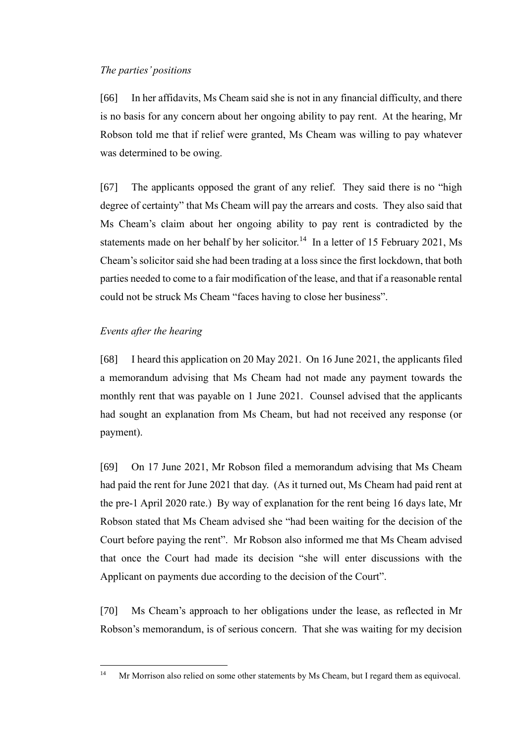*The parties' positions*

[66] In her affidavits, Ms Cheam said she is not in any financial difficulty, and there is no basis for any concern about her ongoing ability to pay rent. At the hearing, Mr Robson told me that if relief were granted, Ms Cheam was willing to pay whatever was determined to be owing.

[67] The applicants opposed the grant of any relief. They said there is no "high degree of certainty" that Ms Cheam will pay the arrears and costs. They also said that Ms Cheam's claim about her ongoing ability to pay rent is contradicted by the statements made on her behalf by her solicitor.[14] In a letter of 15 February 2021, Ms Cheam's solicitor said she had been trading at a loss since the first lockdown, that both parties needed to come to a fair modification of the lease, and that if a reasonable rental could not be struck Ms Cheam "faces having to close her business".

*Events after the hearing*

[68] I heard this application on 20 May 2021. On 16 June 2021, the applicants filed a memorandum advising that Ms Cheam had not made any payment towards the monthly rent that was payable on 1 June 2021. Counsel advised that the applicants had sought an explanation from Ms Cheam, but had not received any response (or payment).

[69] On 17 June 2021, Mr Robson filed a memorandum advising that Ms Cheam had paid the rent for June 2021 that day. (As it turned out, Ms Cheam had paid rent at the pre-1 April 2020 rate.) By way of explanation for the rent being 16 days late, Mr Robson stated that Ms Cheam advised she "had been waiting for the decision of the Court before paying the rent". Mr Robson also informed me that Ms Cheam advised that once the Court had made its decision "she will enter discussions with the Applicant on payments due according to the decision of the Court".

[70] Ms Cheam's approach to her obligations under the lease, as reflected in Mr Robson's memorandum, is of serious concern. That she was waiting for my decision

[14] Mr Morrison also relied on some other statements by Ms Cheam, but I regard them as equivocal.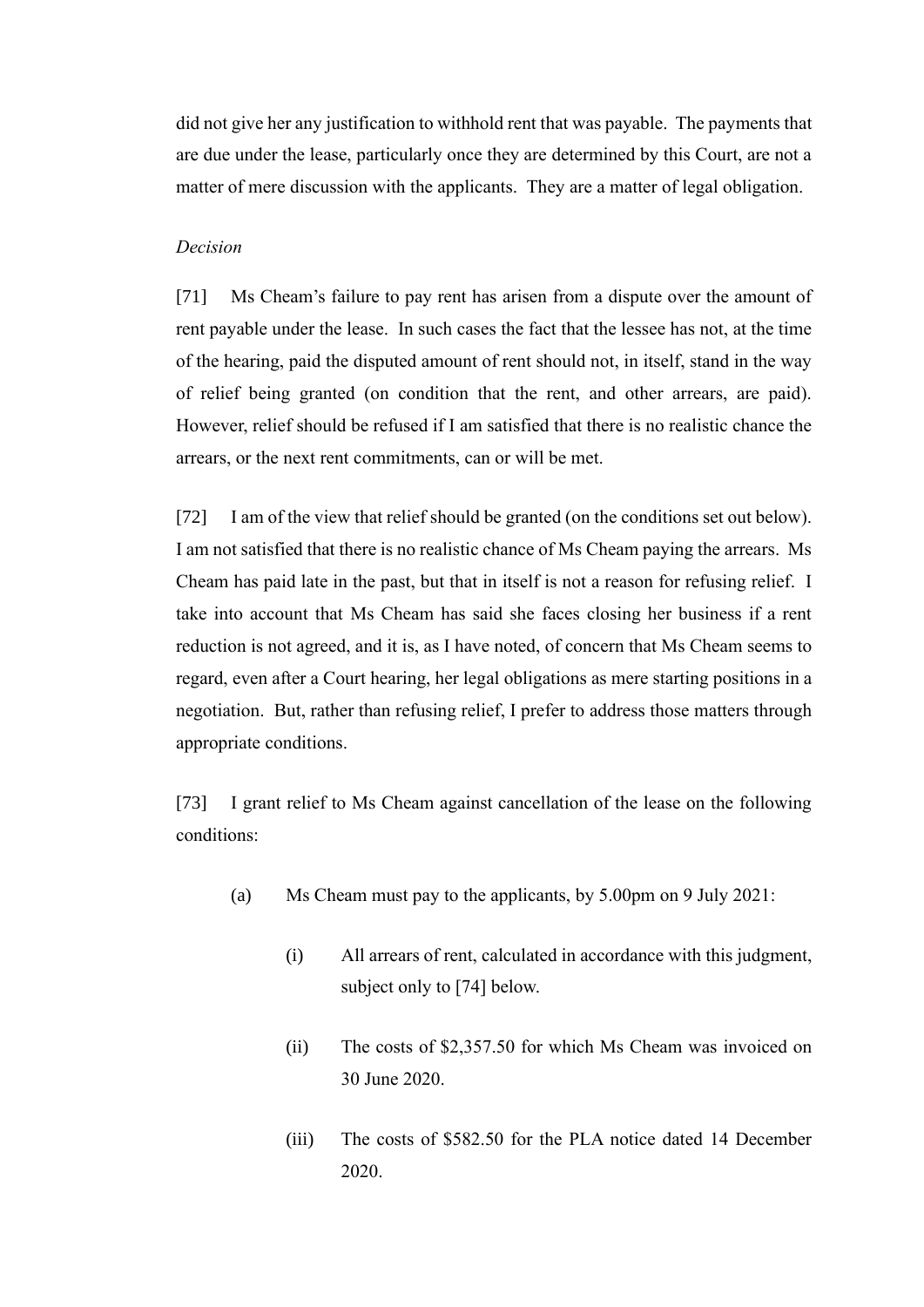did not give her any justification to withhold rent that was payable. The payments that are due under the lease, particularly once they are determined by this Court, are not a matter of mere discussion with the applicants. They are a matter of legal obligation.

*Decision*

[71] Ms Cheam's failure to pay rent has arisen from a dispute over the amount of rent payable under the lease. In such cases the fact that the lessee has not, at the time of the hearing, paid the disputed amount of rent should not, in itself, stand in the way of relief being granted (on condition that the rent, and other arrears, are paid). However, relief should be refused if I am satisfied that there is no realistic chance the arrears, or the next rent commitments, can or will be met.

[72] I am of the view that relief should be granted (on the conditions set out below). I am not satisfied that there is no realistic chance of Ms Cheam paying the arrears. Ms Cheam has paid late in the past, but that in itself is not a reason for refusing relief. I take into account that Ms Cheam has said she faces closing her business if a rent reduction is not agreed, and it is, as I have noted, of concern that Ms Cheam seems to regard, even after a Court hearing, her legal obligations as mere starting positions in a negotiation. But, rather than refusing relief, I prefer to address those matters through appropriate conditions.

[73] I grant relief to Ms Cheam against cancellation of the lease on the following conditions:

(a) Ms Cheam must pay to the applicants, by 5.00pm on 9 July 2021:

   (i) All arrears of rent, calculated in accordance with this judgment, subject only to [74] below.

   (ii) The costs of $2,357.50 for which Ms Cheam was invoiced on 30 June 2020.

   (iii) The costs of $582.50 for the PLA notice dated 14 December 2020.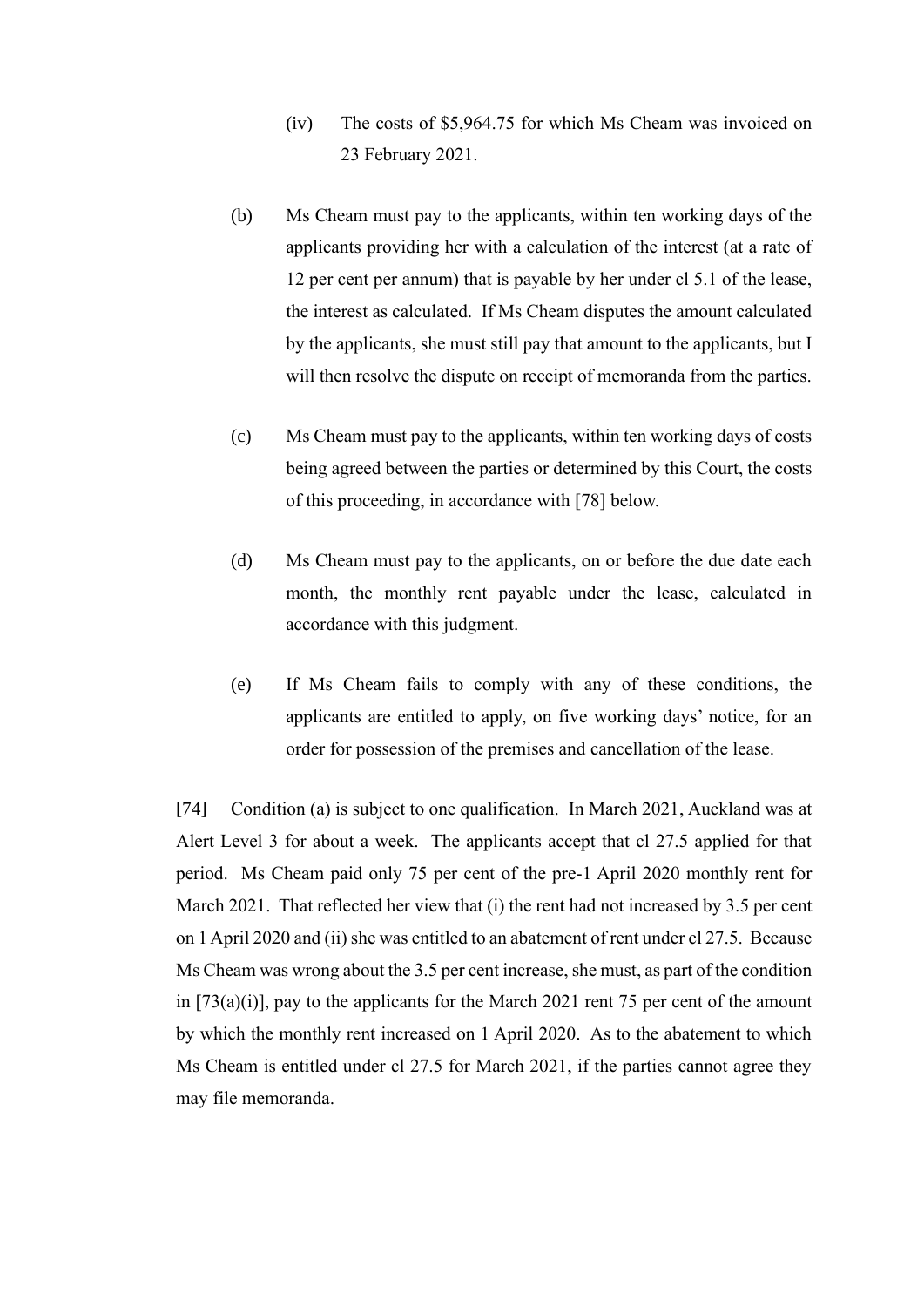(iv) The costs of $5,964.75 for which Ms Cheam was invoiced on 23 February 2021.

(b) Ms Cheam must pay to the applicants, within ten working days of the applicants providing her with a calculation of the interest (at a rate of 12 per cent per annum) that is payable by her under cl 5.1 of the lease, the interest as calculated. If Ms Cheam disputes the amount calculated by the applicants, she must still pay that amount to the applicants, but I will then resolve the dispute on receipt of memoranda from the parties.

(c) Ms Cheam must pay to the applicants, within ten working days of costs being agreed between the parties or determined by this Court, the costs of this proceeding, in accordance with [78] below.

(d) Ms Cheam must pay to the applicants, on or before the due date each month, the monthly rent payable under the lease, calculated in accordance with this judgment.

(e) If Ms Cheam fails to comply with any of these conditions, the applicants are entitled to apply, on five working days' notice, for an order for possession of the premises and cancellation of the lease.

[74] Condition (a) is subject to one qualification. In March 2021, Auckland was at Alert Level 3 for about a week. The applicants accept that cl 27.5 applied for that period. Ms Cheam paid only 75 per cent of the pre-1 April 2020 monthly rent for March 2021. That reflected her view that (i) the rent had not increased by 3.5 per cent on 1 April 2020 and (ii) she was entitled to an abatement of rent under cl 27.5. Because Ms Cheam was wrong about the 3.5 per cent increase, she must, as part of the condition in [73(a)(i)], pay to the applicants for the March 2021 rent 75 per cent of the amount by which the monthly rent increased on 1 April 2020. As to the abatement to which Ms Cheam is entitled under cl 27.5 for March 2021, if the parties cannot agree they may file memoranda.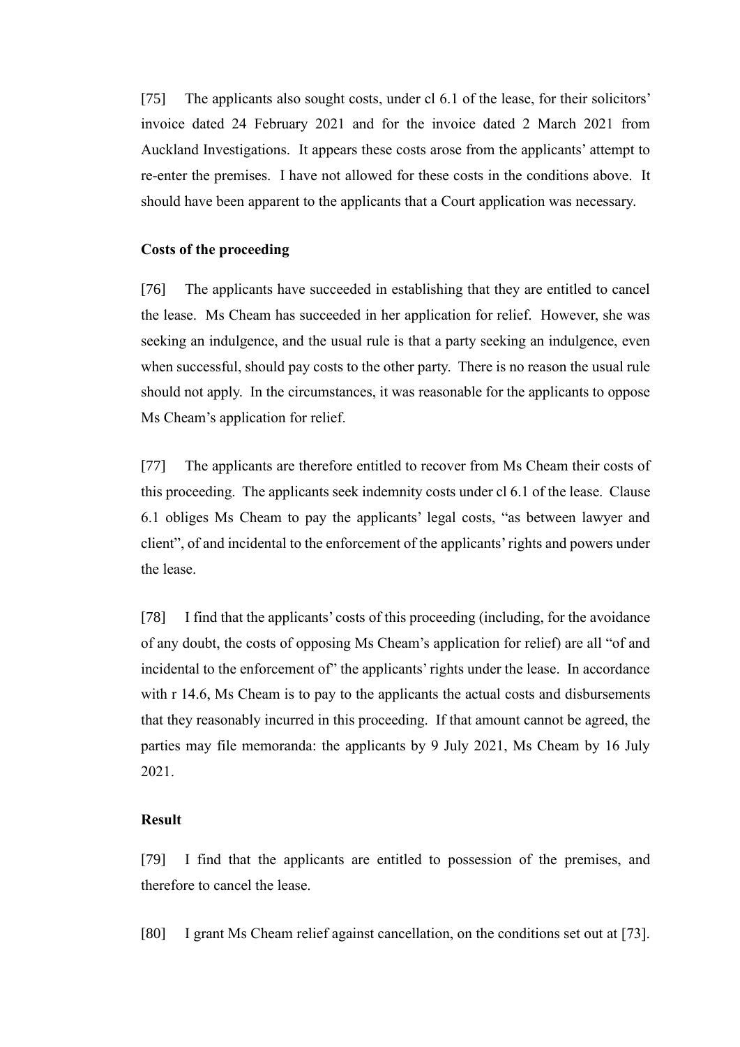[75] The applicants also sought costs, under cl 6.1 of the lease, for their solicitors' invoice dated 24 February 2021 and for the invoice dated 2 March 2021 from Auckland Investigations. It appears these costs arose from the applicants' attempt to re-enter the premises. I have not allowed for these costs in the conditions above. It should have been apparent to the applicants that a Court application was necessary.

**Costs of the proceeding**

[76] The applicants have succeeded in establishing that they are entitled to cancel the lease. Ms Cheam has succeeded in her application for relief. However, she was seeking an indulgence, and the usual rule is that a party seeking an indulgence, even when successful, should pay costs to the other party. There is no reason the usual rule should not apply. In the circumstances, it was reasonable for the applicants to oppose Ms Cheam's application for relief.

[77] The applicants are therefore entitled to recover from Ms Cheam their costs of this proceeding. The applicants seek indemnity costs under cl 6.1 of the lease. Clause 6.1 obliges Ms Cheam to pay the applicants' legal costs, "as between lawyer and client", of and incidental to the enforcement of the applicants' rights and powers under the lease.

[78] I find that the applicants' costs of this proceeding (including, for the avoidance of any doubt, the costs of opposing Ms Cheam's application for relief) are all "of and incidental to the enforcement of" the applicants' rights under the lease. In accordance with r 14.6, Ms Cheam is to pay to the applicants the actual costs and disbursements that they reasonably incurred in this proceeding. If that amount cannot be agreed, the parties may file memoranda: the applicants by 9 July 2021, Ms Cheam by 16 July 2021.

**Result**

[79] I find that the applicants are entitled to possession of the premises, and therefore to cancel the lease.

[80] I grant Ms Cheam relief against cancellation, on the conditions set out at [73].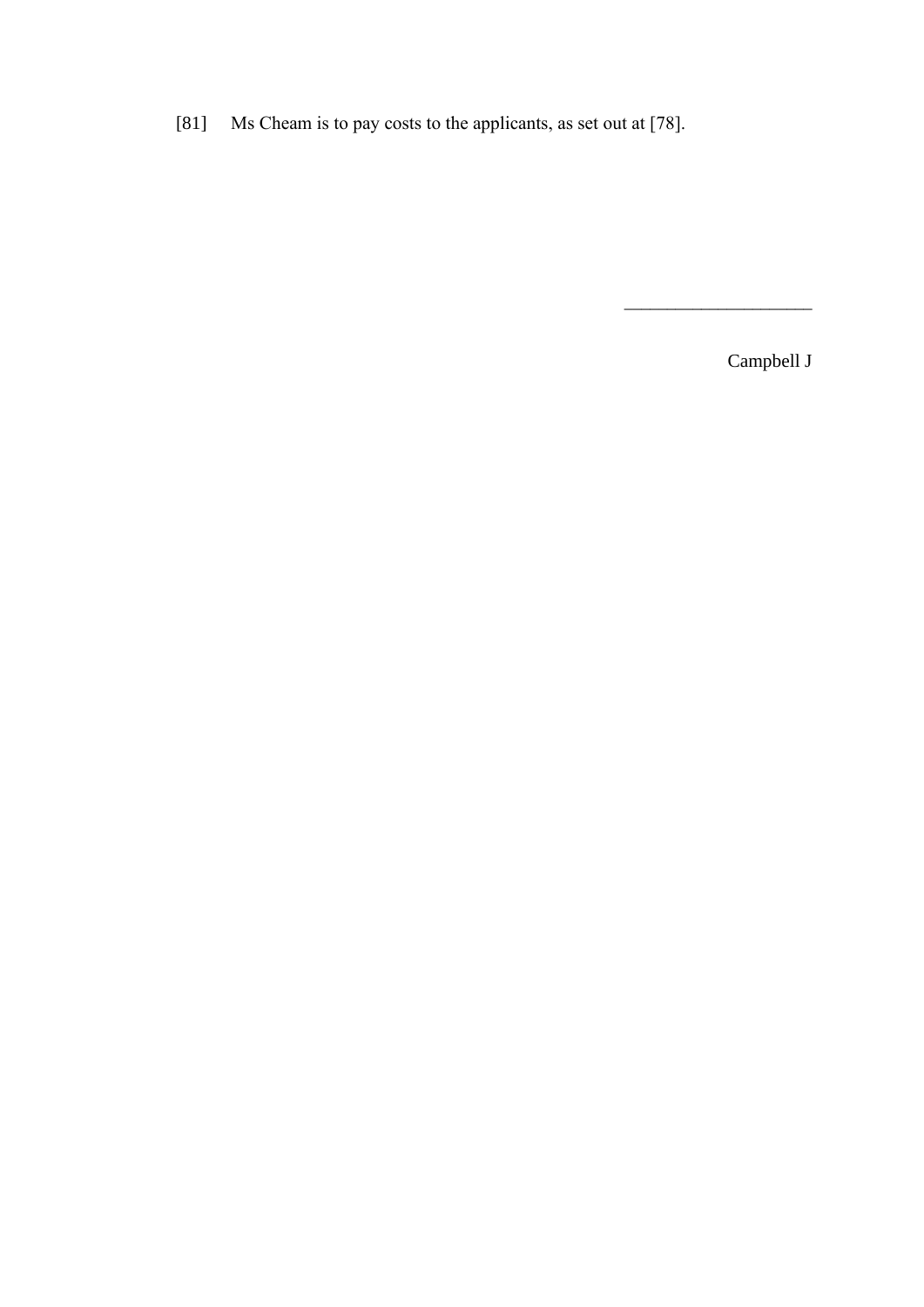[81] Ms Cheam is to pay costs to the applicants, as set out at [78].

____________________

Campbell J